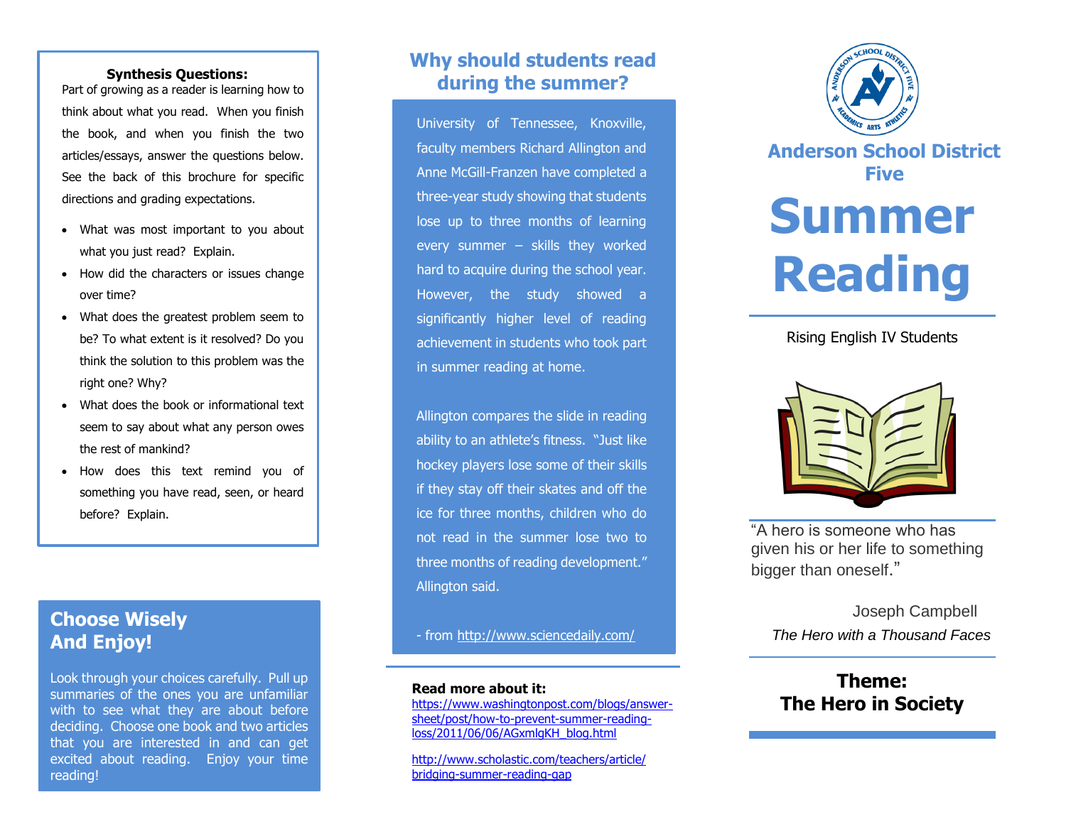## Synthesis Questions:

Part of growing as a reader is learning how to think about what you read. When you finish the book, and when you finish the two articles/essays, answer the questions below. See the back of this brochure for specific directions and grading expectations.

- What was most important to you about what you just read? Explain.
- How did the characters or issues change over time?
- What does the greatest problem seem to be? To what extent is it resolved? Do you think the solution to this problem was the right one? Why?
- What does the book or informational text seem to say about what any person owes the rest of mankind?
- How does this text remind you of something you have read, seen, or heard before? Explain.

## Choose Wisely And Enjoy!

Look through your choices carefully. Pull up summaries of the ones you are unfamiliar with to see what they are about before deciding. Choose one book and two articles that you are interested in and can get excited about reading. Enjoy your time reading!

## Why should students read during the summer?

University of Tennessee, Knoxville, faculty members Richard Allington and Anne McGill-Franzen have completed a three-year study showing that students lose up to three months of learning every summer – skills they worked hard to acquire during the school year. However, the study showed a significantly higher level of reading achievement in students who took part in summer reading at home.

Allington compares the slide in reading ability to an athlete's fitness. "Just like hockey players lose some of their skills if they stay off their skates and off the ice for three months, children who do not read in the summer lose two to three months of reading development." Allington said.

- from http://www.sciencedaily.com/

**Read more about it:**

https://www.washingtonpost.com/blogs/answer-sheet/post/how-to-prevent-summer-reading-loss/2011/06/06/AGxmlgKH_blog.html

http://www.scholastic.com/teachers/article/bridging-summer-reading-gap

## Anderson School District Five

# Summer Reading

Rising English IV Students

"A hero is someone who has given his or her life to something bigger than oneself."

Joseph Campbell
*The Hero with a Thousand Faces*

## Theme: The Hero in Society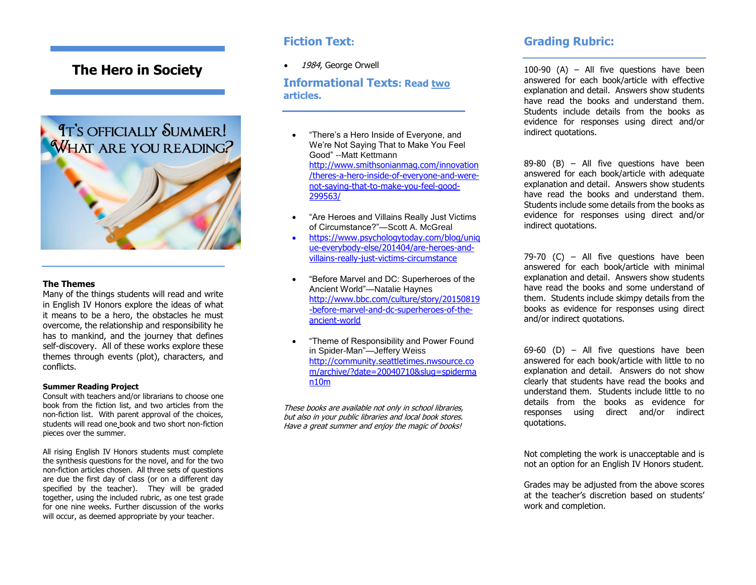# The Hero in Society

**The Themes**

Many of the things students will read and write in English IV Honors explore the ideas of what it means to be a hero, the obstacles he must overcome, the relationship and responsibility he has to mankind, and the journey that defines self-discovery. All of these works explore these themes through events (plot), characters, and conflicts.

**Summer Reading Project**

Consult with teachers and/or librarians to choose one book from the fiction list, and two articles from the non-fiction list. With parent approval of the choices, students will read one book and two short non-fiction pieces over the summer.

All rising English IV Honors students must complete the synthesis questions for the novel, and for the two non-fiction articles chosen. All three sets of questions are due the first day of class (or on a different day specified by the teacher). They will be graded together, using the included rubric, as one test grade for one nine weeks. Further discussion of the works will occur, as deemed appropriate by your teacher.

## Fiction Text:

- *1984*, George Orwell

## Informational Texts: Read two articles.

- "There's a Hero Inside of Everyone, and We're Not Saying That to Make You Feel Good" --Matt Kettmann
  http://www.smithsonianmag.com/innovation/theres-a-hero-inside-of-everyone-and-were-not-saying-that-to-make-you-feel-good-299563/
- "Are Heroes and Villains Really Just Victims of Circumstance?"—Scott A. McGreal
- https://www.psychologytoday.com/blog/unique-everybody-else/201404/are-heroes-and-villains-really-just-victims-circumstance
- "Before Marvel and DC: Superheroes of the Ancient World"—Natalie Haynes
  http://www.bbc.com/culture/story/20150819-before-marvel-and-dc-superheroes-of-the-ancient-world
- "Theme of Responsibility and Power Found in Spider-Man"—Jeffery Weiss
  http://community.seattletimes.nwsource.com/archive/?date=20040710&slug=spiderman10m

*These books are available not only in school libraries, but also in your public libraries and local book stores. Have a great summer and enjoy the magic of books!*

## Grading Rubric:

100-90 (A) – All five questions have been answered for each book/article with effective explanation and detail. Answers show students have read the books and understand them. Students include details from the books as evidence for responses using direct and/or indirect quotations.

89-80 (B) – All five questions have been answered for each book/article with adequate explanation and detail. Answers show students have read the books and understand them. Students include some details from the books as evidence for responses using direct and/or indirect quotations.

79-70 (C) – All five questions have been answered for each book/article with minimal explanation and detail. Answers show students have read the books and some understand of them. Students include skimpy details from the books as evidence for responses using direct and/or indirect quotations.

69-60 (D) – All five questions have been answered for each book/article with little to no explanation and detail. Answers do not show clearly that students have read the books and understand them. Students include little to no details from the books as evidence for responses using direct and/or indirect quotations.

Not completing the work is unacceptable and is not an option for an English IV Honors student.

Grades may be adjusted from the above scores at the teacher's discretion based on students' work and completion.